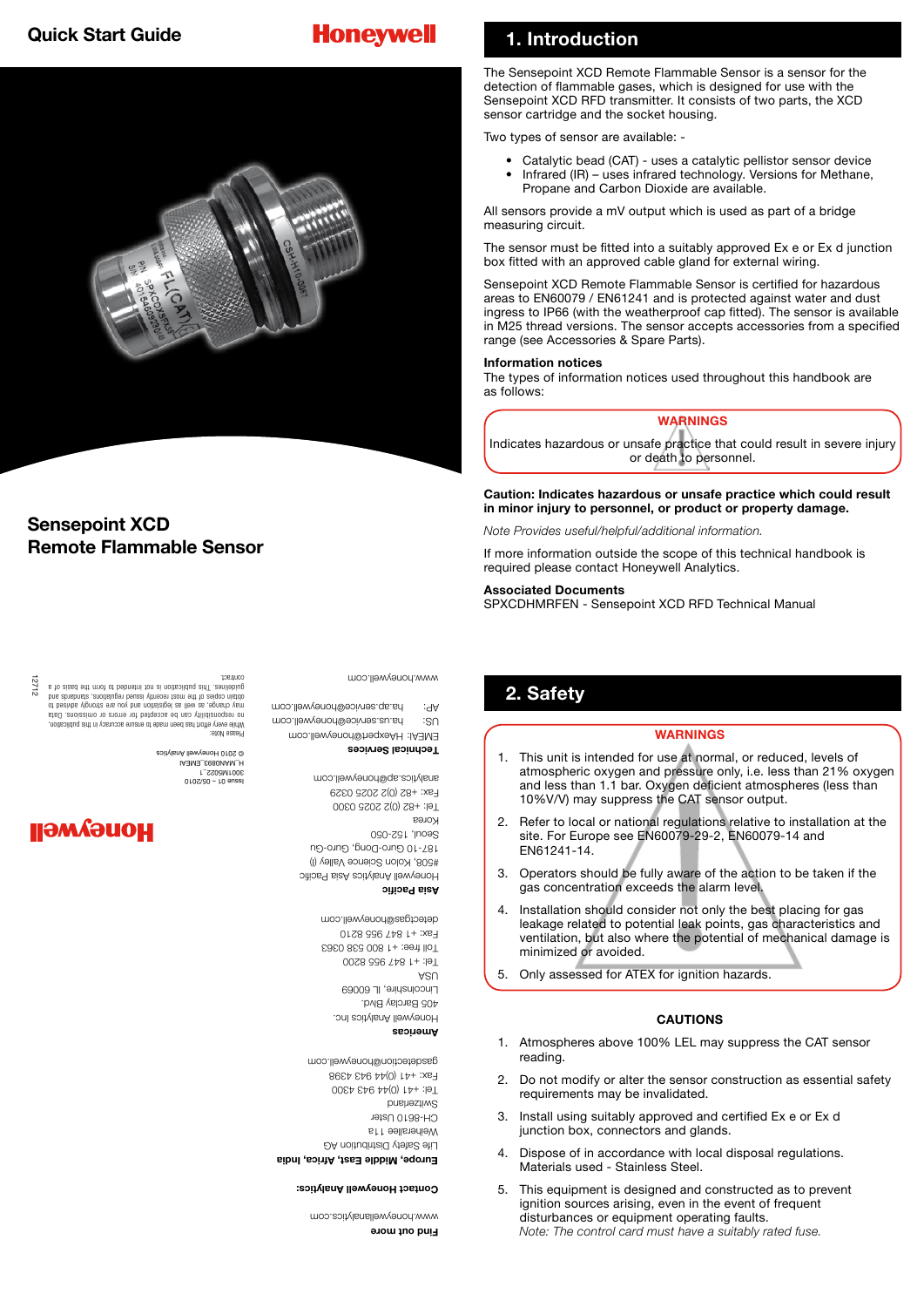Quick Start Guide

Honeywell

# Sensepoint XCD Remote Flammable Sensor

Find out more

www.honeywellanalytics.com

Contact Honeywell Analytics:

**Europe, Middle East, Africa, India**

Life Safety Distribution AG
Weiherallee 11a
CH-8610 Uster
Switzerland
Tel: +41 (0)44 943 4300
Fax: +41 (0)44 943 4398
gasdetection@honeywell.com

**Americas**

Honeywell Analytics Inc.
405 Barclay Blvd.
Lincolnshire, IL 60069
USA
Tel: +1 847 955 8200
Toll free: +1 800 538 0363
Fax: +1 847 955 8210
detectgas@honeywell.com

**Asia Pacific**

Honeywell Analytics Asia Pacific
#508, Kolon Science Valley (I)
187-10 Guro-Dong, Guro-Gu
Seoul, 152-050
Korea
Tel: +82 (0)2 2025 0300
Fax: +82 (0)2 2025 0329
analytics.ap@honeywell.com

**Technical Services**

EMEAI: HAexpert@honeywell.com
US: ha.us.service@honeywell.com
AP: ha.ap.service@honeywell.com

www.honeywell.com

Please Note:
While every effort has been made to ensure accuracy in this publication, no responsibility can be accepted for errors or omissions. Data may change, as well as legislation and you are strongly advised to obtain copies of the most recently issued regulations, standards and guidelines. This publication is not intended to form the basis of a contract.

Issue 01 – 05/2010
3001M5022_1
H_MAN0893_EMEAI
© 2010 Honeywell Analytics

12712

## 1. Introduction

The Sensepoint XCD Remote Flammable Sensor is a sensor for the detection of flammable gases, which is designed for use with the Sensepoint XCD RFD transmitter. It consists of two parts, the XCD sensor cartridge and the socket housing.

Two types of sensor are available: -

- Catalytic bead (CAT) - uses a catalytic pellistor sensor device
- Infrared (IR) – uses infrared technology. Versions for Methane, Propane and Carbon Dioxide are available.

All sensors provide a mV output which is used as part of a bridge measuring circuit.

The sensor must be fitted into a suitably approved Ex e or Ex d junction box fitted with an approved cable gland for external wiring.

Sensepoint XCD Remote Flammable Sensor is certified for hazardous areas to EN60079 / EN61241 and is protected against water and dust ingress to IP66 (with the weatherproof cap fitted). The sensor is available in M25 thread versions. The sensor accepts accessories from a specified range (see Accessories & Spare Parts).

**Information notices**

The types of information notices used throughout this handbook are as follows:

**WARNINGS**

Indicates hazardous or unsafe practice that could result in severe injury or death to personnel.

**Caution: Indicates hazardous or unsafe practice which could result in minor injury to personnel, or product or property damage.**

*Note Provides useful/helpful/additional information.*

If more information outside the scope of this technical handbook is required please contact Honeywell Analytics.

**Associated Documents**

SPXCDHMRFEN - Sensepoint XCD RFD Technical Manual

## 2. Safety

**WARNINGS**

1. This unit is intended for use at normal, or reduced, levels of atmospheric oxygen and pressure only, i.e. less than 21% oxygen and less than 1.1 bar. Oxygen deficient atmospheres (less than 10%V/V) may suppress the CAT sensor output.
2. Refer to local or national regulations relative to installation at the site. For Europe see EN60079-29-2, EN60079-14 and EN61241-14.
3. Operators should be fully aware of the action to be taken if the gas concentration exceeds the alarm level.
4. Installation should consider not only the best placing for gas leakage related to potential leak points, gas characteristics and ventilation, but also where the potential of mechanical damage is minimized or avoided.
5. Only assessed for ATEX for ignition hazards.

**CAUTIONS**

1. Atmospheres above 100% LEL may suppress the CAT sensor reading.
2. Do not modify or alter the sensor construction as essential safety requirements may be invalidated.
3. Install using suitably approved and certified Ex e or Ex d junction box, connectors and glands.
4. Dispose of in accordance with local disposal regulations. Materials used - Stainless Steel.
5. This equipment is designed and constructed as to prevent ignition sources arising, even in the event of frequent disturbances or equipment operating faults.
   *Note: The control card must have a suitably rated fuse.*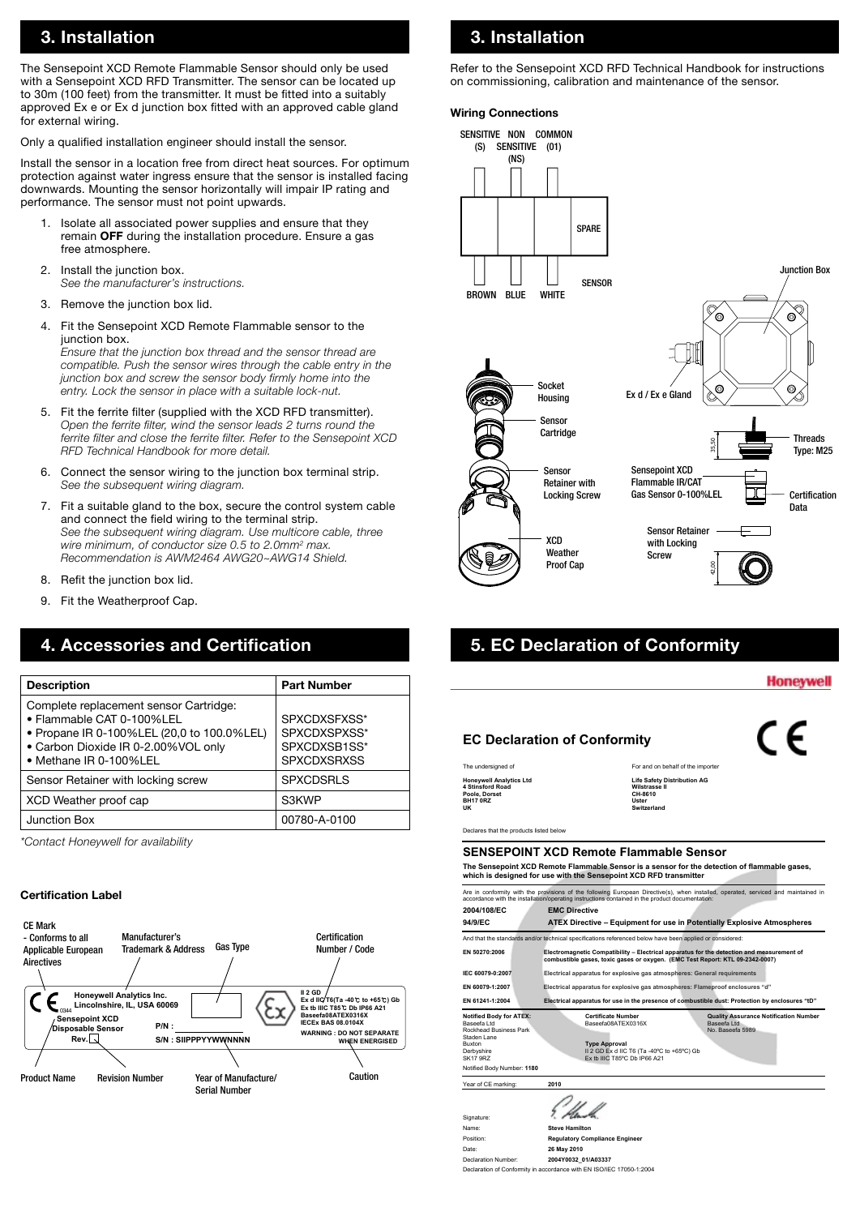## 3. Installation

The Sensepoint XCD Remote Flammable Sensor should only be used with a Sensepoint XCD RFD Transmitter. The sensor can be located up to 30m (100 feet) from the transmitter. It must be fitted into a suitably approved Ex e or Ex d junction box fitted with an approved cable gland for external wiring.

Only a qualified installation engineer should install the sensor.

Install the sensor in a location free from direct heat sources. For optimum protection against water ingress ensure that the sensor is installed facing downwards. Mounting the sensor horizontally will impair IP rating and performance. The sensor must not point upwards.

1. Isolate all associated power supplies and ensure that they remain **OFF** during the installation procedure. Ensure a gas free atmosphere.
2. Install the junction box.
   *See the manufacturer's instructions.*
3. Remove the junction box lid.
4. Fit the Sensepoint XCD Remote Flammable sensor to the junction box.
   *Ensure that the junction box thread and the sensor thread are compatible. Push the sensor wires through the cable entry in the junction box and screw the sensor body firmly home into the entry. Lock the sensor in place with a suitable lock-nut.*
5. Fit the ferrite filter (supplied with the XCD RFD transmitter).
   *Open the ferrite filter, wind the sensor leads 2 turns round the ferrite filter and close the ferrite filter. Refer to the Sensepoint XCD RFD Technical Handbook for more detail.*
6. Connect the sensor wiring to the junction box terminal strip.
   *See the subsequent wiring diagram.*
7. Fit a suitable gland to the box, secure the control system cable and connect the field wiring to the terminal strip.
   *See the subsequent wiring diagram. Use multicore cable, three wire minimum, of conductor size 0.5 to 2.0mm$^2$ max. Recommendation is AWM2464 AWG20~AWG14 Shield.*
8. Refit the junction box lid.
9. Fit the Weatherproof Cap.

## 3. Installation

Refer to the Sensepoint XCD RFD Technical Handbook for instructions on commissioning, calibration and maintenance of the sensor.

### Wiring Connections

SENSITIVE (S)
NON SENSITIVE (NS)
COMMON (01)
SPARE
SENSOR
BROWN
BLUE
WHITE

Junction Box
Socket Housing
Sensor Cartridge
Sensor Retainer with Locking Screw
XCD Weather Proof Cap
Ex d / Ex e Gland
35.50
Threads Type: M25
Sensepoint XCD Flammable IR/CAT Gas Sensor 0-100%LEL
Certification Data
Sensor Retainer with Locking Screw
42.00

## 4. Accessories and Certification

| Description | Part Number |
|---|---|
| Complete replacement sensor Cartridge:<br>• Flammable CAT 0-100%LEL<br>• Propane IR 0-100%LEL (20,0 to 100.0%LEL)<br>• Carbon Dioxide IR 0-2.00%VOL only<br>• Methane IR 0-100%LEL | <br>SPXCDXSFXSS*<br>SPXCDXSPXSS*<br>SPXCDXSB1SS*<br>SPXCDXSRXSS |
| Sensor Retainer with locking screw | SPXCDSRLS |
| XCD Weather proof cap | S3KWP |
| Junction Box | 00780-A-0100 |

*\*Contact Honeywell for availability*

### Certification Label

CE Mark - Conforms to all Applicable European Airectives
Manufacturer's Trademark & Address
Gas Type
Certification Number / Code

0344
Honeywell Analytics Inc.
Lincolnshire, IL, USA 60069
Sensepoint XCD Disposable Sensor
Rev.
P/N :
S/N : SIIPPPYYWWNNNN
II 2 GD
Ex d IIC T6(Ta -40℃ to +65℃) Gb
Ex tb IIIC T85℃ Db IP66 A21
Baseefa08ATEX0316X
IECEx BAS 08.0104X
WARNING : DO NOT SEPARATE WHEN ENERGISED

Product Name
Revision Number
Year of Manufacture/ Serial Number
Caution

## 5. EC Declaration of Conformity

Honeywell

### EC Declaration of Conformity

| The undersigned of | For and on behalf of the importer |
|---|---|
| **Honeywell Analytics Ltd**<br>**4 Stinsford Road**<br>**Poole, Dorset**<br>**BH17 0RZ**<br>**UK** | **Life Safety Distribution AG**<br>**Wilstrasse II**<br>**CH-8610**<br>**Uster**<br>**Switzerland** |

Declares that the products listed below

#### SENSEPOINT XCD Remote Flammable Sensor

**The Sensepoint XCD Remote Flammable Sensor is a sensor for the detection of flammable gases, which is designed for use with the Sensepoint XCD RFD transmitter**

Are in conformity with the provisions of the following European Directive(s), when installed, operated, serviced and maintained in accordance with the installation/operating instructions contained in the product documentation:

| | |
|---|---|
| **2004/108/EC** | **EMC Directive** |
| **94/9/EC** | **ATEX Directive – Equipment for use in Potentially Explosive Atmospheres** |

And that the standards and/or technical specifications referenced below have been applied or considered:

| | |
|---|---|
| **EN 50270:2006** | **Electromagnetic Compatibility – Electrical apparatus for the detection and measurement of combustible gases, toxic gases or oxygen. (EMC Test Report: KTL 09-2342-0007)** |
| **IEC 60079-0:2007** | **Electrical apparatus for explosive gas atmospheres: General requirements** |
| **EN 60079-1:2007** | **Electrical apparatus for explosive gas atmospheres: Flameproof enclosures "d"** |
| **EN 61241-1:2004** | **Electrical apparatus for use in the presence of combustible dust: Protection by enclosures "tD"** |

| Notified Body for ATEX: | Certificate Number | Quality Assurance Notification Number |
|---|---|---|
| Baseefa Ltd<br>Rockhead Business Park<br>Staden Lane<br>Buxton<br>Derbyshire<br>SK17 9RZ | Baseefa08ATEX0316X<br><br>**Type Approval**<br>II 2 GD Ex d IIC T6 (Ta -40ºC to +65ºC) Gb<br>Ex tb IIIC T85ºC Db IP66 A21 | Baseefa Ltd<br>No. Baseefa 5989 |

Notified Body Number: **1180**

Year of CE marking: **2010**

| | |
|---|---|
| Signature: | |
| Name: | **Steve Hamilton** |
| Position: | **Regulatory Compliance Engineer** |
| Date: | **26 May 2010** |
| Declaration Number: | **2004Y0032_01/A03337** |

Declaration of Conformity in accordance with EN ISO/IEC 17050-1:2004